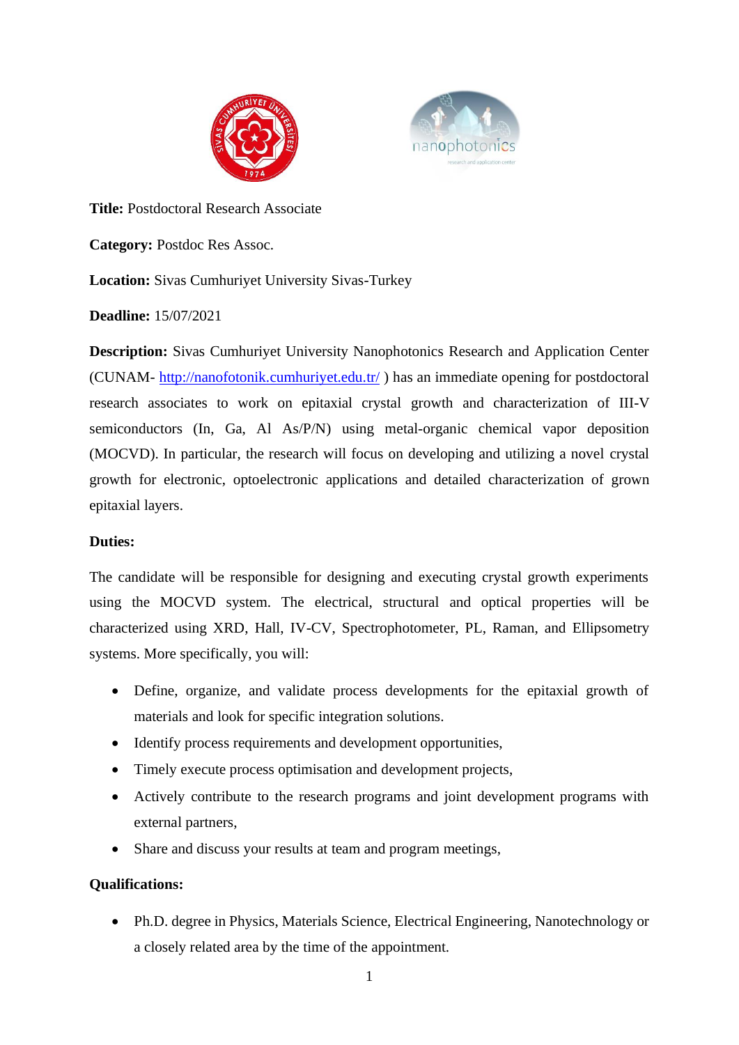**Title:** Postdoctoral Research Associate

**Category:** Postdoc Res Assoc.

**Location:** Sivas Cumhuriyet University Sivas-Turkey

**Deadline:** 15/07/2021

**Description:** Sivas Cumhuriyet University Nanophotonics Research and Application Center (CUNAM- http://nanofotonik.cumhuriyet.edu.tr/ ) has an immediate opening for postdoctoral research associates to work on epitaxial crystal growth and characterization of III-V semiconductors (In, Ga, Al As/P/N) using metal-organic chemical vapor deposition (MOCVD). In particular, the research will focus on developing and utilizing a novel crystal growth for electronic, optoelectronic applications and detailed characterization of grown epitaxial layers.

**Duties:**

The candidate will be responsible for designing and executing crystal growth experiments using the MOCVD system. The electrical, structural and optical properties will be characterized using XRD, Hall, IV-CV, Spectrophotometer, PL, Raman, and Ellipsometry systems. More specifically, you will:

- Define, organize, and validate process developments for the epitaxial growth of materials and look for specific integration solutions.
- Identify process requirements and development opportunities,
- Timely execute process optimisation and development projects,
- Actively contribute to the research programs and joint development programs with external partners,
- Share and discuss your results at team and program meetings,

**Qualifications:**

- Ph.D. degree in Physics, Materials Science, Electrical Engineering, Nanotechnology or a closely related area by the time of the appointment.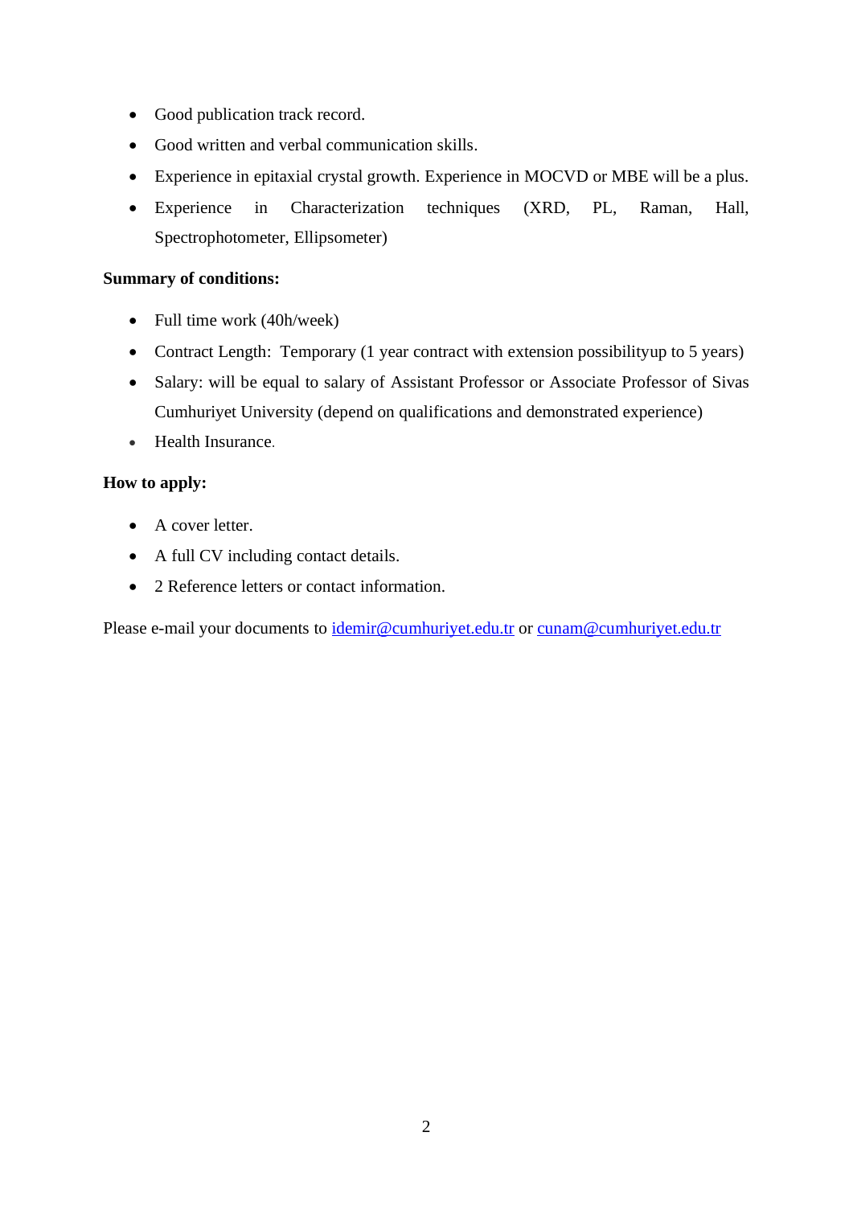- Good publication track record.
- Good written and verbal communication skills.
- Experience in epitaxial crystal growth. Experience in MOCVD or MBE will be a plus.
- Experience in Characterization techniques (XRD, PL, Raman, Hall, Spectrophotometer, Ellipsometer)

**Summary of conditions:**

- Full time work (40h/week)
- Contract Length: Temporary (1 year contract with extension possibilityup to 5 years)
- Salary: will be equal to salary of Assistant Professor or Associate Professor of Sivas Cumhuriyet University (depend on qualifications and demonstrated experience)
- Health Insurance.

**How to apply:**

- A cover letter.
- A full CV including contact details.
- 2 Reference letters or contact information.

Please e-mail your documents to idemir@cumhuriyet.edu.tr or cunam@cumhuriyet.edu.tr